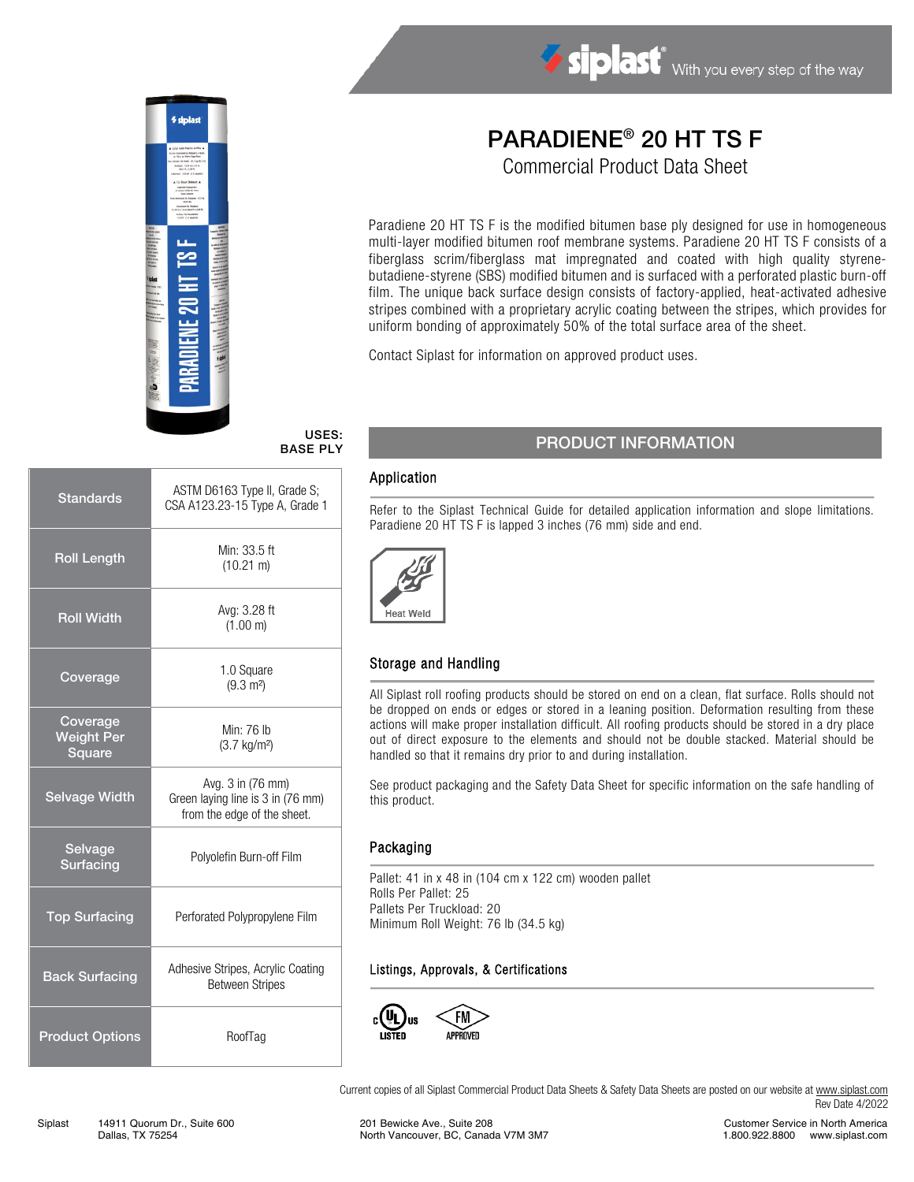# PARADIENE® 20 HT TS F

## Commercial Product Data Sheet

Paradiene 20 HT TS F is the modified bitumen base ply designed for use in homogeneous multi-layer modified bitumen roof membrane systems. Paradiene 20 HT TS F consists of a fiberglass scrim/fiberglass mat impregnated and coated with high quality styrene-butadiene-styrene (SBS) modified bitumen and is surfaced with a perforated plastic burn-off film. The unique back surface design consists of factory-applied, heat-activated adhesive stripes combined with a proprietary acrylic coating between the stripes, which provides for uniform bonding of approximately 50% of the total surface area of the sheet.

Contact Siplast for information on approved product uses.

**USES: BASE PLY**

| | |
|---|---|
| **Standards** | ASTM D6163 Type II, Grade S; CSA A123.23-15 Type A, Grade 1 |
| **Roll Length** | Min: 33.5 ft (10.21 m) |
| **Roll Width** | Avg: 3.28 ft (1.00 m) |
| **Coverage** | 1.0 Square (9.3 m²) |
| **Coverage Weight Per Square** | Min: 76 lb (3.7 kg/m²) |
| **Selvage Width** | Avg. 3 in (76 mm) Green laying line is 3 in (76 mm) from the edge of the sheet. |
| **Selvage Surfacing** | Polyolefin Burn-off Film |
| **Top Surfacing** | Perforated Polypropylene Film |
| **Back Surfacing** | Adhesive Stripes, Acrylic Coating Between Stripes |
| **Product Options** | RoofTag |

## PRODUCT INFORMATION

### Application

Refer to the Siplast Technical Guide for detailed application information and slope limitations. Paradiene 20 HT TS F is lapped 3 inches (76 mm) side and end.

Heat Weld

### Storage and Handling

All Siplast roll roofing products should be stored on end on a clean, flat surface. Rolls should not be dropped on ends or edges or stored in a leaning position. Deformation resulting from these actions will make proper installation difficult. All roofing products should be stored in a dry place out of direct exposure to the elements and should not be double stacked. Material should be handled so that it remains dry prior to and during installation.

See product packaging and the Safety Data Sheet for specific information on the safe handling of this product.

### Packaging

Pallet: 41 in x 48 in (104 cm x 122 cm) wooden pallet
Rolls Per Pallet: 25
Pallets Per Truckload: 20
Minimum Roll Weight: 76 lb (34.5 kg)

### Listings, Approvals, & Certifications

c UL us LISTED — FM APPROVED

Current copies of all Siplast Commercial Product Data Sheets & Safety Data Sheets are posted on our website at www.siplast.com
Rev Date 4/2022

Siplast 14911 Quorum Dr., Suite 600 Dallas, TX 75254 | 201 Bewicke Ave., Suite 208 North Vancouver, BC, Canada V7M 3M7 | Customer Service in North America 1.800.922.8800 www.siplast.com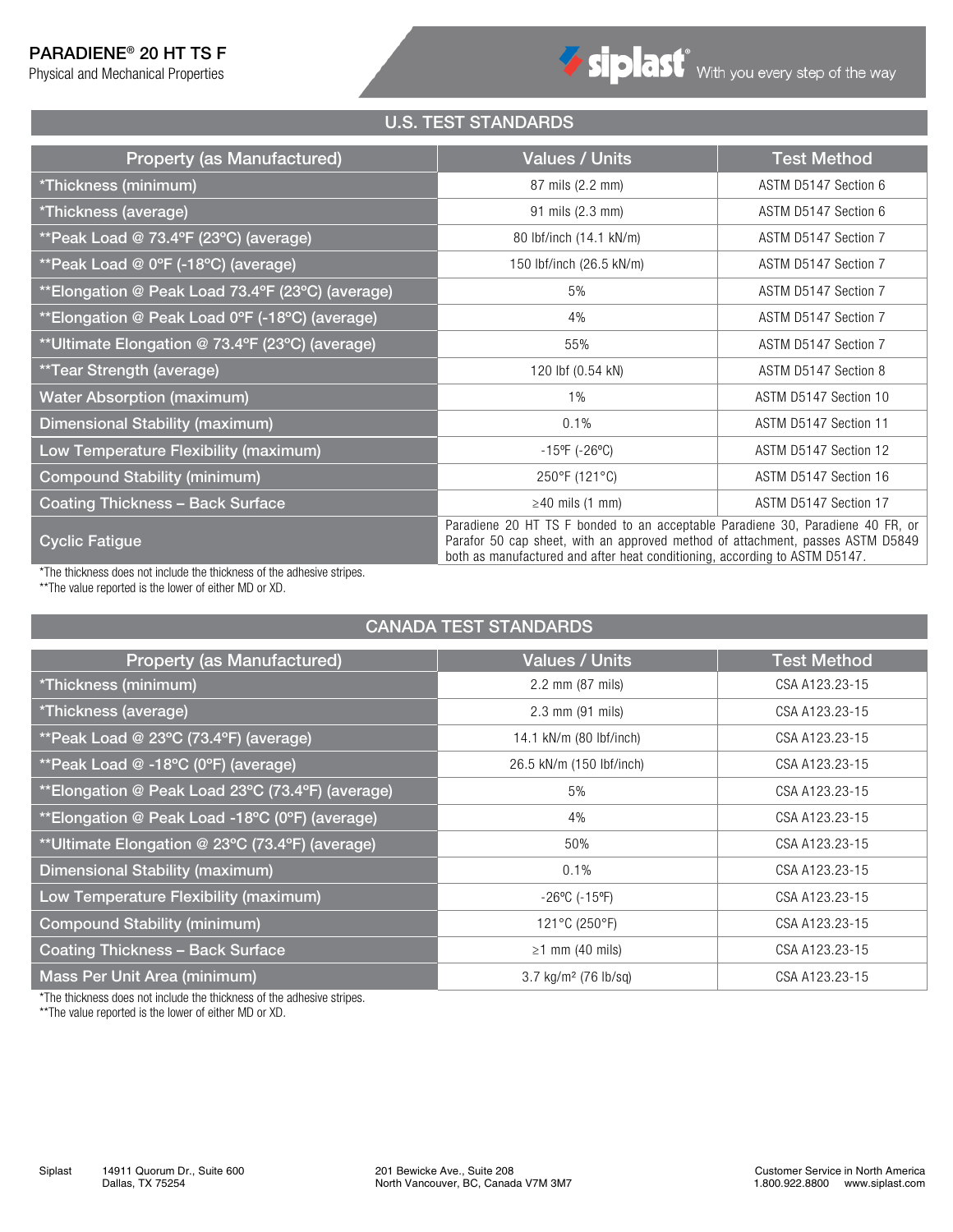# PARADIENE® 20 HT TS F

Physical and Mechanical Properties

## U.S. TEST STANDARDS

| Property (as Manufactured) | Values / Units | Test Method |
|---|---|---|
| *Thickness (minimum) | 87 mils (2.2 mm) | ASTM D5147 Section 6 |
| *Thickness (average) | 91 mils (2.3 mm) | ASTM D5147 Section 6 |
| **Peak Load @ 73.4°F (23°C) (average) | 80 lbf/inch (14.1 kN/m) | ASTM D5147 Section 7 |
| **Peak Load @ 0°F (-18°C) (average) | 150 lbf/inch (26.5 kN/m) | ASTM D5147 Section 7 |
| **Elongation @ Peak Load 73.4°F (23°C) (average) | 5% | ASTM D5147 Section 7 |
| **Elongation @ Peak Load 0°F (-18°C) (average) | 4% | ASTM D5147 Section 7 |
| **Ultimate Elongation @ 73.4°F (23°C) (average) | 55% | ASTM D5147 Section 7 |
| **Tear Strength (average) | 120 lbf (0.54 kN) | ASTM D5147 Section 8 |
| Water Absorption (maximum) | 1% | ASTM D5147 Section 10 |
| Dimensional Stability (maximum) | 0.1% | ASTM D5147 Section 11 |
| Low Temperature Flexibility (maximum) | -15ºF (-26ºC) | ASTM D5147 Section 12 |
| Compound Stability (minimum) | 250°F (121°C) | ASTM D5147 Section 16 |
| Coating Thickness – Back Surface | ≥40 mils (1 mm) | ASTM D5147 Section 17 |
| Cyclic Fatigue | Paradiene 20 HT TS F bonded to an acceptable Paradiene 30, Paradiene 40 FR, or Parafor 50 cap sheet, with an approved method of attachment, passes ASTM D5849 both as manufactured and after heat conditioning, according to ASTM D5147. | |

*The thickness does not include the thickness of the adhesive stripes.
**The value reported is the lower of either MD or XD.

## CANADA TEST STANDARDS

| Property (as Manufactured) | Values / Units | Test Method |
|---|---|---|
| *Thickness (minimum) | 2.2 mm (87 mils) | CSA A123.23-15 |
| *Thickness (average) | 2.3 mm (91 mils) | CSA A123.23-15 |
| **Peak Load @ 23ºC (73.4ºF) (average) | 14.1 kN/m (80 lbf/inch) | CSA A123.23-15 |
| **Peak Load @ -18ºC (0ºF) (average) | 26.5 kN/m (150 lbf/inch) | CSA A123.23-15 |
| **Elongation @ Peak Load 23ºC (73.4ºF) (average) | 5% | CSA A123.23-15 |
| **Elongation @ Peak Load -18ºC (0ºF) (average) | 4% | CSA A123.23-15 |
| **Ultimate Elongation @ 23ºC (73.4ºF) (average) | 50% | CSA A123.23-15 |
| Dimensional Stability (maximum) | 0.1% | CSA A123.23-15 |
| Low Temperature Flexibility (maximum) | -26ºC (-15ºF) | CSA A123.23-15 |
| Compound Stability (minimum) | 121°C (250°F) | CSA A123.23-15 |
| Coating Thickness – Back Surface | ≥1 mm (40 mils) | CSA A123.23-15 |
| Mass Per Unit Area (minimum) | 3.7 kg/m² (76 lb/sq) | CSA A123.23-15 |

*The thickness does not include the thickness of the adhesive stripes.
**The value reported is the lower of either MD or XD.

Siplast 14911 Quorum Dr., Suite 600 Dallas, TX 75254

201 Bewicke Ave., Suite 208 North Vancouver, BC, Canada V7M 3M7

Customer Service in North America 1.800.922.8800 www.siplast.com